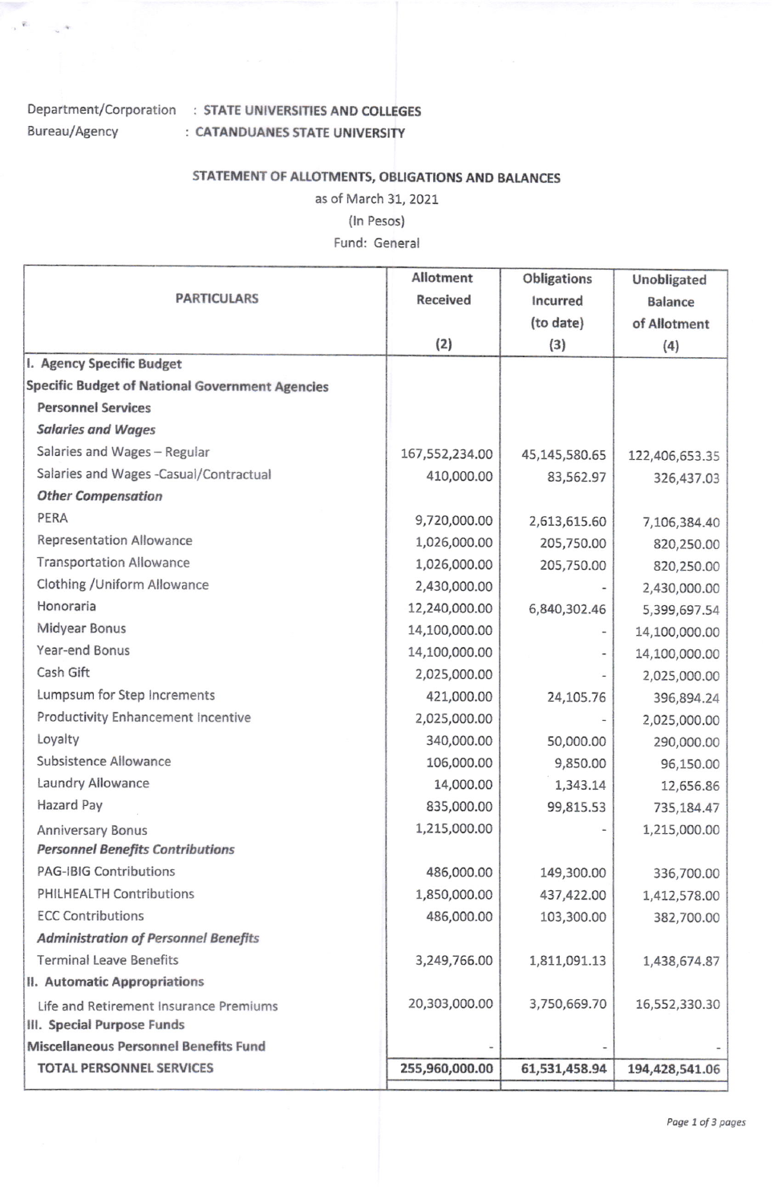Department/Corporation : **STATE UNIVERSITIES AND COLLEGES**
Bureau/Agency : **CATANDUANES STATE UNIVERSITY**

**STATEMENT OF ALLOTMENTS, OBLIGATIONS AND BALANCES**
as of March 31, 2021
(In Pesos)
Fund: General

| PARTICULARS | Allotment Received (2) | Obligations Incurred (to date) (3) | Unobligated Balance of Allotment (4) |
|---|---|---|---|
| **I. Agency Specific Budget** | | | |
| **Specific Budget of National Government Agencies** | | | |
| **Personnel Services** | | | |
| ***Salaries and Wages*** | | | |
| Salaries and Wages – Regular | 167,552,234.00 | 45,145,580.65 | 122,406,653.35 |
| Salaries and Wages -Casual/Contractual | 410,000.00 | 83,562.97 | 326,437.03 |
| ***Other Compensation*** | | | |
| PERA | 9,720,000.00 | 2,613,615.60 | 7,106,384.40 |
| Representation Allowance | 1,026,000.00 | 205,750.00 | 820,250.00 |
| Transportation Allowance | 1,026,000.00 | 205,750.00 | 820,250.00 |
| Clothing /Uniform Allowance | 2,430,000.00 | - | 2,430,000.00 |
| Honoraria | 12,240,000.00 | 6,840,302.46 | 5,399,697.54 |
| Midyear Bonus | 14,100,000.00 | - | 14,100,000.00 |
| Year-end Bonus | 14,100,000.00 | - | 14,100,000.00 |
| Cash Gift | 2,025,000.00 | - | 2,025,000.00 |
| Lumpsum for Step Increments | 421,000.00 | 24,105.76 | 396,894.24 |
| Productivity Enhancement Incentive | 2,025,000.00 | - | 2,025,000.00 |
| Loyalty | 340,000.00 | 50,000.00 | 290,000.00 |
| Subsistence Allowance | 106,000.00 | 9,850.00 | 96,150.00 |
| Laundry Allowance | 14,000.00 | 1,343.14 | 12,656.86 |
| Hazard Pay | 835,000.00 | 99,815.53 | 735,184.47 |
| Anniversary Bonus | 1,215,000.00 | - | 1,215,000.00 |
| ***Personnel Benefits Contributions*** | | | |
| PAG-IBIG Contributions | 486,000.00 | 149,300.00 | 336,700.00 |
| PHILHEALTH Contributions | 1,850,000.00 | 437,422.00 | 1,412,578.00 |
| ECC Contributions | 486,000.00 | 103,300.00 | 382,700.00 |
| ***Administration of Personnel Benefits*** | | | |
| Terminal Leave Benefits | 3,249,766.00 | 1,811,091.13 | 1,438,674.87 |
| **II. Automatic Appropriations** | | | |
| Life and Retirement Insurance Premiums | 20,303,000.00 | 3,750,669.70 | 16,552,330.30 |
| **III. Special Purpose Funds** | | | |
| **Miscellaneous Personnel Benefits Fund** | - | - | - |
| **TOTAL PERSONNEL SERVICES** | **255,960,000.00** | **61,531,458.94** | **194,428,541.06** |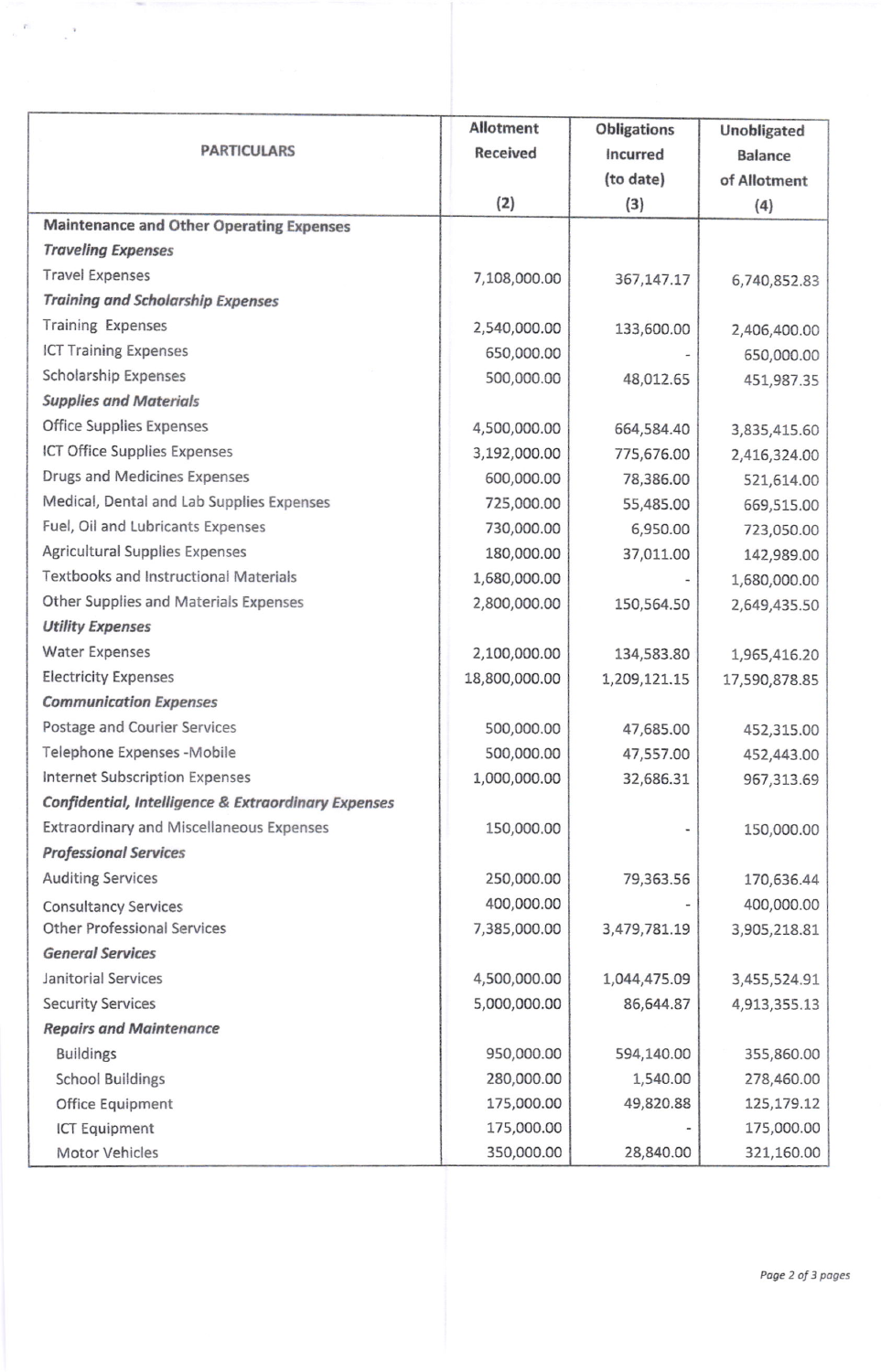| PARTICULARS | Allotment Received (2) | Obligations Incurred (to date) (3) | Unobligated Balance of Allotment (4) |
|---|---|---|---|
| **Maintenance and Other Operating Expenses** | | | |
| ***Traveling Expenses*** | | | |
| Travel Expenses | 7,108,000.00 | 367,147.17 | 6,740,852.83 |
| ***Training and Scholarship Expenses*** | | | |
| Training Expenses | 2,540,000.00 | 133,600.00 | 2,406,400.00 |
| ICT Training Expenses | 650,000.00 | - | 650,000.00 |
| Scholarship Expenses | 500,000.00 | 48,012.65 | 451,987.35 |
| ***Supplies and Materials*** | | | |
| Office Supplies Expenses | 4,500,000.00 | 664,584.40 | 3,835,415.60 |
| ICT Office Supplies Expenses | 3,192,000.00 | 775,676.00 | 2,416,324.00 |
| Drugs and Medicines Expenses | 600,000.00 | 78,386.00 | 521,614.00 |
| Medical, Dental and Lab Supplies Expenses | 725,000.00 | 55,485.00 | 669,515.00 |
| Fuel, Oil and Lubricants Expenses | 730,000.00 | 6,950.00 | 723,050.00 |
| Agricultural Supplies Expenses | 180,000.00 | 37,011.00 | 142,989.00 |
| Textbooks and Instructional Materials | 1,680,000.00 | - | 1,680,000.00 |
| Other Supplies and Materials Expenses | 2,800,000.00 | 150,564.50 | 2,649,435.50 |
| ***Utility Expenses*** | | | |
| Water Expenses | 2,100,000.00 | 134,583.80 | 1,965,416.20 |
| Electricity Expenses | 18,800,000.00 | 1,209,121.15 | 17,590,878.85 |
| ***Communication Expenses*** | | | |
| Postage and Courier Services | 500,000.00 | 47,685.00 | 452,315.00 |
| Telephone Expenses -Mobile | 500,000.00 | 47,557.00 | 452,443.00 |
| Internet Subscription Expenses | 1,000,000.00 | 32,686.31 | 967,313.69 |
| ***Confidential, Intelligence & Extraordinary Expenses*** | | | |
| Extraordinary and Miscellaneous Expenses | 150,000.00 | - | 150,000.00 |
| ***Professional Services*** | | | |
| Auditing Services | 250,000.00 | 79,363.56 | 170,636.44 |
| Consultancy Services | 400,000.00 | - | 400,000.00 |
| Other Professional Services | 7,385,000.00 | 3,479,781.19 | 3,905,218.81 |
| ***General Services*** | | | |
| Janitorial Services | 4,500,000.00 | 1,044,475.09 | 3,455,524.91 |
| Security Services | 5,000,000.00 | 86,644.87 | 4,913,355.13 |
| ***Repairs and Maintenance*** | | | |
| Buildings | 950,000.00 | 594,140.00 | 355,860.00 |
| School Buildings | 280,000.00 | 1,540.00 | 278,460.00 |
| Office Equipment | 175,000.00 | 49,820.88 | 125,179.12 |
| ICT Equipment | 175,000.00 | - | 175,000.00 |
| Motor Vehicles | 350,000.00 | 28,840.00 | 321,160.00 |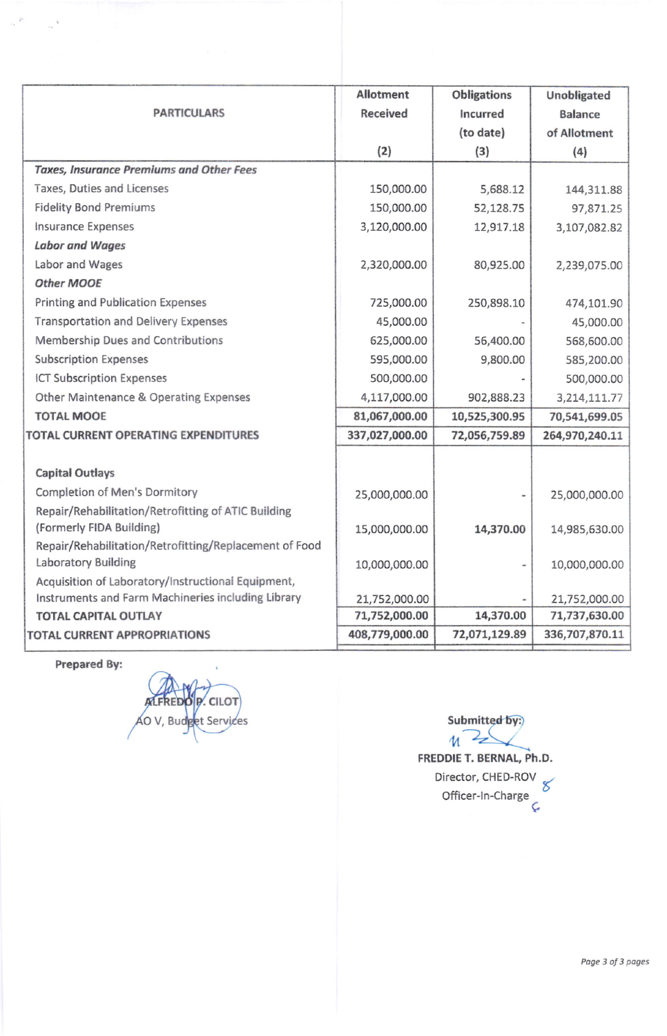| PARTICULARS | Allotment Received (2) | Obligations Incurred (to date) (3) | Unobligated Balance of Allotment (4) |
|---|---|---|---|
| ***Taxes, Insurance Premiums and Other Fees*** | | | |
| Taxes, Duties and Licenses | 150,000.00 | 5,688.12 | 144,311.88 |
| Fidelity Bond Premiums | 150,000.00 | 52,128.75 | 97,871.25 |
| Insurance Expenses | 3,120,000.00 | 12,917.18 | 3,107,082.82 |
| ***Labor and Wages*** | | | |
| Labor and Wages | 2,320,000.00 | 80,925.00 | 2,239,075.00 |
| ***Other MOOE*** | | | |
| Printing and Publication Expenses | 725,000.00 | 250,898.10 | 474,101.90 |
| Transportation and Delivery Expenses | 45,000.00 | - | 45,000.00 |
| Membership Dues and Contributions | 625,000.00 | 56,400.00 | 568,600.00 |
| Subscription Expenses | 595,000.00 | 9,800.00 | 585,200.00 |
| ICT Subscription Expenses | 500,000.00 | - | 500,000.00 |
| Other Maintenance & Operating Expenses | 4,117,000.00 | 902,888.23 | 3,214,111.77 |
| **TOTAL MOOE** | **81,067,000.00** | **10,525,300.95** | **70,541,699.05** |
| **TOTAL CURRENT OPERATING EXPENDITURES** | **337,027,000.00** | **72,056,759.89** | **264,970,240.11** |
| | | | |
| **Capital Outlays** | | | |
| Completion of Men's Dormitory | 25,000,000.00 | - | 25,000,000.00 |
| Repair/Rehabilitation/Retrofitting of ATIC Building (Formerly FIDA Building) | 15,000,000.00 | **14,370.00** | 14,985,630.00 |
| Repair/Rehabilitation/Retrofitting/Replacement of Food Laboratory Building | 10,000,000.00 | - | 10,000,000.00 |
| Acquisition of Laboratory/Instructional Equipment, Instruments and Farm Machineries including Library | 21,752,000.00 | - | 21,752,000.00 |
| **TOTAL CAPITAL OUTLAY** | **71,752,000.00** | **14,370.00** | **71,737,630.00** |
| **TOTAL CURRENT APPROPRIATIONS** | **408,779,000.00** | **72,071,129.89** | **336,707,870.11** |

**Prepared By:**

ALFREDO P. CILOT
AO V, Budget Services

**Submitted by:**

**FREDDIE T. BERNAL, Ph.D.**
Director, CHED-ROV
Officer-In-Charge